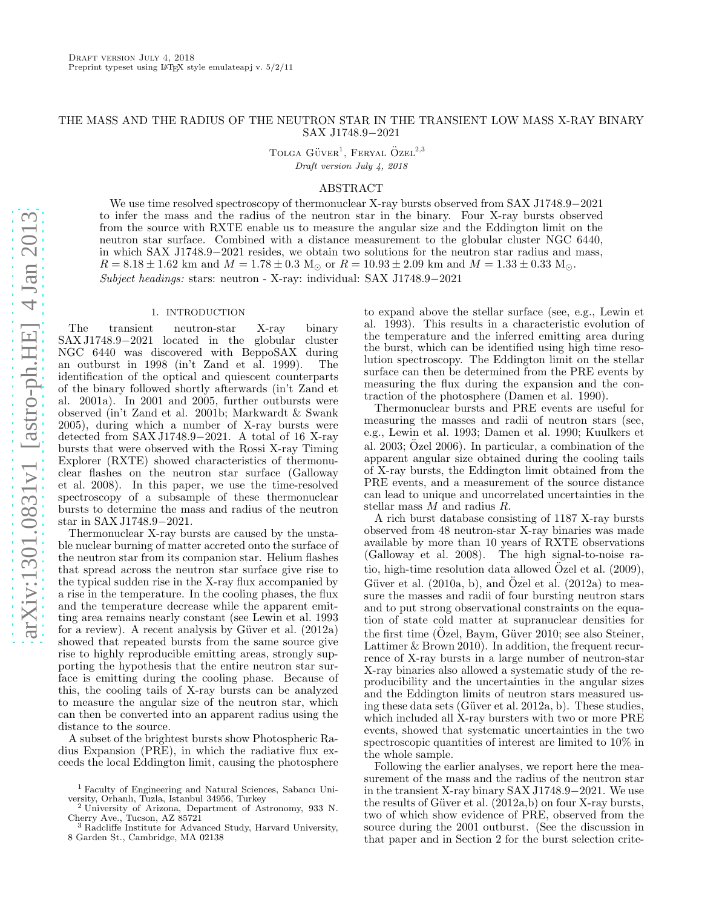# THE MASS AND THE RADIUS OF THE NEUTRON STAR IN THE TRANSIENT LOW MASS X-RAY BINARY SAX J1748.9−2021

Tolga Güver[1], Feryal Özel[2,3]

*Draft version July 4, 2018*

## ABSTRACT

We use time resolved spectroscopy of thermonuclear X-ray bursts observed from SAX J1748.9−2021 to infer the mass and the radius of the neutron star in the binary. Four X-ray bursts observed from the source with RXTE enable us to measure the angular size and the Eddington limit on the neutron star surface. Combined with a distance measurement to the globular cluster NGC 6440, in which SAX J1748.9−2021 resides, we obtain two solutions for the neutron star radius and mass, $R = 8.18 \pm 1.62$ km and $M = 1.78 \pm 0.3$ $M_{\odot}$ or $R = 10.93 \pm 2.09$ km and $M = 1.33 \pm 0.33$ $M_{\odot}$.

*Subject headings:* stars: neutron - X-ray: individual: SAX J1748.9−2021

## 1. INTRODUCTION

The transient neutron-star X-ray binary SAX J1748.9−2021 located in the globular cluster NGC 6440 was discovered with BeppoSAX during an outburst in 1998 (in't Zand et al. 1999). The identification of the optical and quiescent counterparts of the binary followed shortly afterwards (in't Zand et al. 2001a). In 2001 and 2005, further outbursts were observed (in't Zand et al. 2001b; Markwardt & Swank 2005), during which a number of X-ray bursts were detected from SAX J1748.9−2021. A total of 16 X-ray bursts that were observed with the Rossi X-ray Timing Explorer (RXTE) showed characteristics of thermonuclear flashes on the neutron star surface (Galloway et al. 2008). In this paper, we use the time-resolved spectroscopy of a subsample of these thermonuclear bursts to determine the mass and radius of the neutron star in SAX J1748.9−2021.

Thermonuclear X-ray bursts are caused by the unstable nuclear burning of matter accreted onto the surface of the neutron star from its companion star. Helium flashes that spread across the neutron star surface give rise to the typical sudden rise in the X-ray flux accompanied by a rise in the temperature. In the cooling phases, the flux and the temperature decrease while the apparent emitting area remains nearly constant (see Lewin et al. 1993 for a review). A recent analysis by Güver et al. (2012a) showed that repeated bursts from the same source give rise to highly reproducible emitting areas, strongly supporting the hypothesis that the entire neutron star surface is emitting during the cooling phase. Because of this, the cooling tails of X-ray bursts can be analyzed to measure the angular size of the neutron star, which can then be converted into an apparent radius using the distance to the source.

A subset of the brightest bursts show Photospheric Radius Expansion (PRE), in which the radiative flux exceeds the local Eddington limit, causing the photosphere to expand above the stellar surface (see, e.g., Lewin et al. 1993). This results in a characteristic evolution of the temperature and the inferred emitting area during the burst, which can be identified using high time resolution spectroscopy. The Eddington limit on the stellar surface can then be determined from the PRE events by measuring the flux during the expansion and the contraction of the photosphere (Damen et al. 1990).

Thermonuclear bursts and PRE events are useful for measuring the masses and radii of neutron stars (see, e.g., Lewin et al. 1993; Damen et al. 1990; Kuulkers et al. 2003; Özel 2006). In particular, a combination of the apparent angular size obtained during the cooling tails of X-ray bursts, the Eddington limit obtained from the PRE events, and a measurement of the source distance can lead to unique and uncorrelated uncertainties in the stellar mass $M$ and radius $R$.

A rich burst database consisting of 1187 X-ray bursts observed from 48 neutron-star X-ray binaries was made available by more than 10 years of RXTE observations (Galloway et al. 2008). The high signal-to-noise ratio, high-time resolution data allowed Özel et al. (2009), Güver et al. (2010a, b), and Özel et al. (2012a) to measure the masses and radii of four bursting neutron stars and to put strong observational constraints on the equation of state cold matter at supranuclear densities for the first time (Özel, Baym, Güver 2010; see also Steiner, Lattimer & Brown 2010). In addition, the frequent recurrence of X-ray bursts in a large number of neutron-star X-ray binaries also allowed a systematic study of the reproducibility and the uncertainties in the angular sizes and the Eddington limits of neutron stars measured using these data sets (Güver et al. 2012a, b). These studies, which included all X-ray bursters with two or more PRE events, showed that systematic uncertainties in the two spectroscopic quantities of interest are limited to 10% in the whole sample.

Following the earlier analyses, we report here the measurement of the mass and the radius of the neutron star in the transient X-ray binary SAX J1748.9−2021. We use the results of Güver et al. (2012a,b) on four X-ray bursts, two of which show evidence of PRE, observed from the source during the 2001 outburst. (See the discussion in that paper and in Section 2 for the burst selection crite-

[1] Faculty of Engineering and Natural Sciences, Sabancı University, Orhanlı, Tuzla, Istanbul 34956, Turkey

[2] University of Arizona, Department of Astronomy, 933 N. Cherry Ave., Tucson, AZ 85721

[3] Radcliffe Institute for Advanced Study, Harvard University, 8 Garden St., Cambridge, MA 02138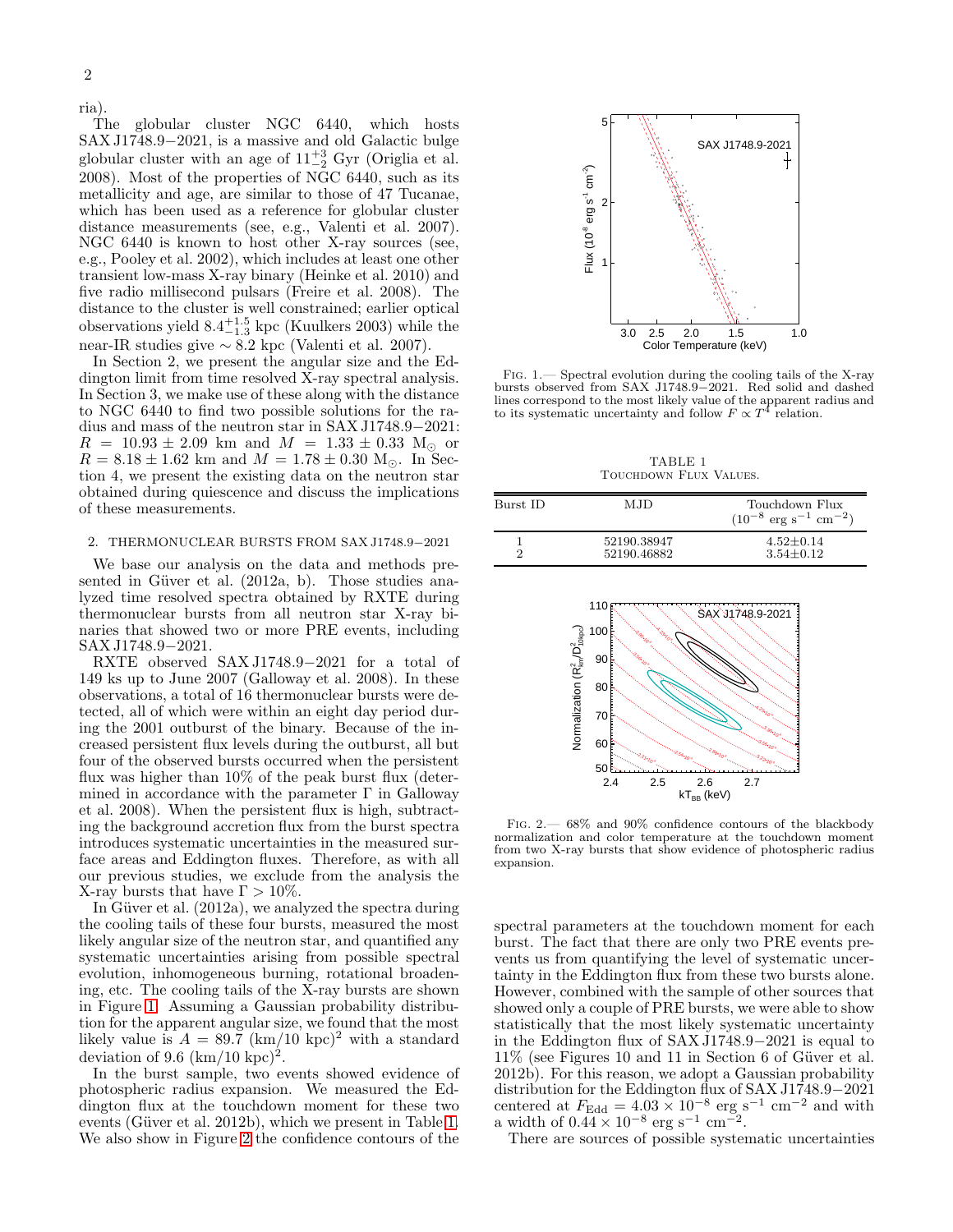ria).

The globular cluster NGC 6440, which hosts SAX J1748.9−2021, is a massive and old Galactic bulge globular cluster with an age of $11^{+3}_{-2}$ Gyr (Origlia et al. 2008). Most of the properties of NGC 6440, such as its metallicity and age, are similar to those of 47 Tucanae, which has been used as a reference for globular cluster distance measurements (see, e.g., Valenti et al. 2007). NGC 6440 is known to host other X-ray sources (see, e.g., Pooley et al. 2002), which includes at least one other transient low-mass X-ray binary (Heinke et al. 2010) and five radio millisecond pulsars (Freire et al. 2008). The distance to the cluster is well constrained; earlier optical observations yield $8.4^{+1.5}_{-1.3}$ kpc (Kuulkers 2003) while the near-IR studies give $\sim 8.2$ kpc (Valenti et al. 2007).

In Section 2, we present the angular size and the Eddington limit from time resolved X-ray spectral analysis. In Section 3, we make use of these along with the distance to NGC 6440 to find two possible solutions for the radius and mass of the neutron star in SAX J1748.9−2021: $R = 10.93 \pm 2.09$ km and $M = 1.33 \pm 0.33$ $M_{\odot}$ or $R = 8.18 \pm 1.62$ km and $M = 1.78 \pm 0.30$ $M_{\odot}$. In Section 4, we present the existing data on the neutron star obtained during quiescence and discuss the implications of these measurements.

## 2. THERMONUCLEAR BURSTS FROM SAX J1748.9−2021

We base our analysis on the data and methods presented in Güver et al. (2012a, b). Those studies analyzed time resolved spectra obtained by RXTE during thermonuclear bursts from all neutron star X-ray binaries that showed two or more PRE events, including SAX J1748.9−2021.

RXTE observed SAX J1748.9−2021 for a total of 149 ks up to June 2007 (Galloway et al. 2008). In these observations, a total of 16 thermonuclear bursts were detected, all of which were within an eight day period during the 2001 outburst of the binary. Because of the increased persistent flux levels during the outburst, all but four of the observed bursts occurred when the persistent flux was higher than 10% of the peak burst flux (determined in accordance with the parameter Γ in Galloway et al. 2008). When the persistent flux is high, subtracting the background accretion flux from the burst spectra introduces systematic uncertainties in the measured surface areas and Eddington fluxes. Therefore, as with all our previous studies, we exclude from the analysis the X-ray bursts that have $\Gamma > 10\%$.

In Güver et al. (2012a), we analyzed the spectra during the cooling tails of these four bursts, measured the most likely angular size of the neutron star, and quantified any systematic uncertainties arising from possible spectral evolution, inhomogeneous burning, rotational broadening, etc. The cooling tails of the X-ray bursts are shown in Figure 1. Assuming a Gaussian probability distribution for the apparent angular size, we found that the most likely value is $A = 89.7$ (km/10 kpc)$^2$ with a standard deviation of 9.6 (km/10 kpc)$^2$.

In the burst sample, two events showed evidence of photospheric radius expansion. We measured the Eddington flux at the touchdown moment for these two events (Güver et al. 2012b), which we present in Table 1. We also show in Figure 2 the confidence contours of the spectral parameters at the touchdown moment for each burst. The fact that there are only two PRE events prevents us from quantifying the level of systematic uncertainty in the Eddington flux from these two bursts alone. However, combined with the sample of other sources that showed only a couple of PRE bursts, we were able to show statistically that the most likely systematic uncertainty in the Eddington flux of SAX J1748.9−2021 is equal to 11% (see Figures 10 and 11 in Section 6 of Güver et al. 2012b). For this reason, we adopt a Gaussian probability distribution for the Eddington flux of SAX J1748.9−2021 centered at $F_{\rm Edd} = 4.03 \times 10^{-8}$ erg s$^{-1}$ cm$^{-2}$ and with a width of $0.44 \times 10^{-8}$ erg s$^{-1}$ cm$^{-2}$.

There are sources of possible systematic uncertainties

Fig. 1.— Spectral evolution during the cooling tails of the X-ray bursts observed from SAX J1748.9−2021. Red solid and dashed lines correspond to the most likely value of the apparent radius and to its systematic uncertainty and follow $F \propto T^4$ relation.

TABLE 1
Touchdown Flux Values.

| Burst ID | MJD | Touchdown Flux ($10^{-8}$ erg s$^{-1}$ cm$^{-2}$) |
|---|---|---|
| 1 | 52190.38947 | 4.52±0.14 |
| 2 | 52190.46882 | 3.54±0.12 |

Fig. 2.— 68% and 90% confidence contours of the blackbody normalization and color temperature at the touchdown moment from two X-ray bursts that show evidence of photospheric radius expansion.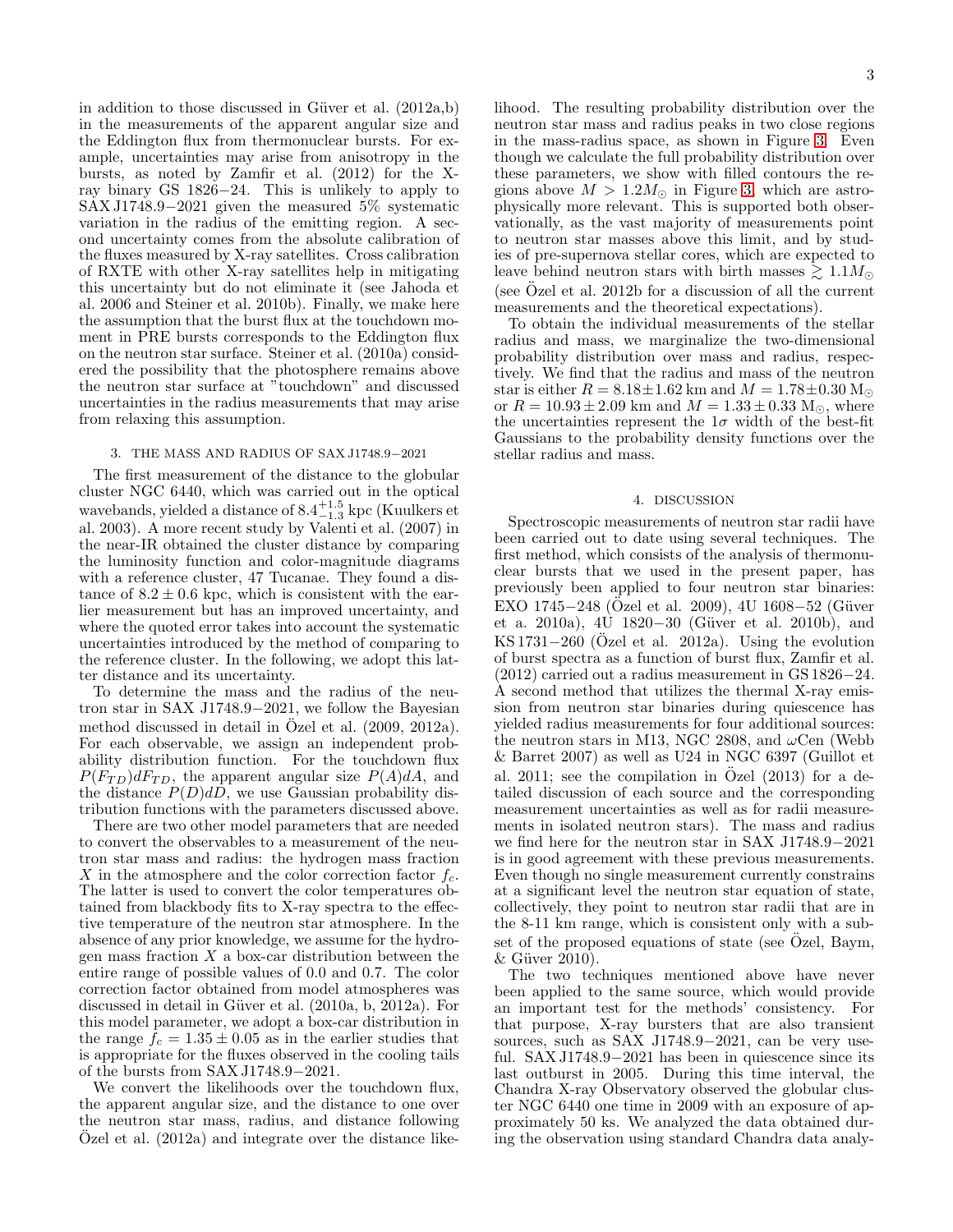in addition to those discussed in Güver et al. (2012a,b) in the measurements of the apparent angular size and the Eddington flux from thermonuclear bursts. For example, uncertainties may arise from anisotropy in the bursts, as noted by Zamfir et al. (2012) for the X-ray binary GS 1826−24. This is unlikely to apply to SAX J1748.9−2021 given the measured 5% systematic variation in the radius of the emitting region. A second uncertainty comes from the absolute calibration of the fluxes measured by X-ray satellites. Cross calibration of RXTE with other X-ray satellites help in mitigating this uncertainty but do not eliminate it (see Jahoda et al. 2006 and Steiner et al. 2010b). Finally, we make here the assumption that the burst flux at the touchdown moment in PRE bursts corresponds to the Eddington flux on the neutron star surface. Steiner et al. (2010a) considered the possibility that the photosphere remains above the neutron star surface at "touchdown" and discussed uncertainties in the radius measurements that may arise from relaxing this assumption.

## 3. THE MASS AND RADIUS OF SAX J1748.9−2021

The first measurement of the distance to the globular cluster NGC 6440, which was carried out in the optical wavebands, yielded a distance of $8.4^{+1.5}_{-1.3}$ kpc (Kuulkers et al. 2003). A more recent study by Valenti et al. (2007) in the near-IR obtained the cluster distance by comparing the luminosity function and color-magnitude diagrams with a reference cluster, 47 Tucanae. They found a distance of $8.2 \pm 0.6$ kpc, which is consistent with the earlier measurement but has an improved uncertainty, and where the quoted error takes into account the systematic uncertainties introduced by the method of comparing to the reference cluster. In the following, we adopt this latter distance and its uncertainty.

To determine the mass and the radius of the neutron star in SAX J1748.9−2021, we follow the Bayesian method discussed in detail in Özel et al. (2009, 2012a). For each observable, we assign an independent probability distribution function. For the touchdown flux $P(F_{TD})dF_{TD}$, the apparent angular size $P(A)dA$, and the distance $P(D)dD$, we use Gaussian probability distribution functions with the parameters discussed above.

There are two other model parameters that are needed to convert the observables to a measurement of the neutron star mass and radius: the hydrogen mass fraction $X$ in the atmosphere and the color correction factor $f_c$. The latter is used to convert the color temperatures obtained from blackbody fits to X-ray spectra to the effective temperature of the neutron star atmosphere. In the absence of any prior knowledge, we assume for the hydrogen mass fraction $X$ a box-car distribution between the entire range of possible values of 0.0 and 0.7. The color correction factor obtained from model atmospheres was discussed in detail in Güver et al. (2010a, b, 2012a). For this model parameter, we adopt a box-car distribution in the range $f_c = 1.35 \pm 0.05$ as in the earlier studies that is appropriate for the fluxes observed in the cooling tails of the bursts from SAX J1748.9−2021.

We convert the likelihoods over the touchdown flux, the apparent angular size, and the distance to one over the neutron star mass, radius, and distance following Özel et al. (2012a) and integrate over the distance likelihood. The resulting probability distribution over the neutron star mass and radius peaks in two close regions in the mass-radius space, as shown in Figure 3. Even though we calculate the full probability distribution over these parameters, we show with filled contours the regions above $M > 1.2M_\odot$ in Figure 3, which are astrophysically more relevant. This is supported both observationally, as the vast majority of measurements point to neutron star masses above this limit, and by studies of pre-supernova stellar cores, which are expected to leave behind neutron stars with birth masses $\gtrsim 1.1M_\odot$ (see Özel et al. 2012b for a discussion of all the current measurements and the theoretical expectations).

To obtain the individual measurements of the stellar radius and mass, we marginalize the two-dimensional probability distribution over mass and radius, respectively. We find that the radius and mass of the neutron star is either $R = 8.18 \pm 1.62$ km and $M = 1.78 \pm 0.30$ $M_\odot$ or $R = 10.93 \pm 2.09$ km and $M = 1.33 \pm 0.33$ $M_\odot$, where the uncertainties represent the $1\sigma$ width of the best-fit Gaussians to the probability density functions over the stellar radius and mass.

## 4. DISCUSSION

Spectroscopic measurements of neutron star radii have been carried out to date using several techniques. The first method, which consists of the analysis of thermonuclear bursts that we used in the present paper, has previously been applied to four neutron star binaries: EXO 1745−248 (Özel et al. 2009), 4U 1608−52 (Güver et a. 2010a), 4U 1820−30 (Güver et al. 2010b), and KS 1731−260 (Özel et al. 2012a). Using the evolution of burst spectra as a function of burst flux, Zamfir et al. (2012) carried out a radius measurement in GS 1826−24. A second method that utilizes the thermal X-ray emission from neutron star binaries during quiescence has yielded radius measurements for four additional sources: the neutron stars in M13, NGC 2808, and $\omega$Cen (Webb & Barret 2007) as well as U24 in NGC 6397 (Guillot et al. 2011; see the compilation in Özel (2013) for a detailed discussion of each source and the corresponding measurement uncertainties as well as for radii measurements in isolated neutron stars). The mass and radius we find here for the neutron star in SAX J1748.9−2021 is in good agreement with these previous measurements. Even though no single measurement currently constrains at a significant level the neutron star equation of state, collectively, they point to neutron star radii that are in the 8-11 km range, which is consistent only with a subset of the proposed equations of state (see Özel, Baym, & Güver 2010).

The two techniques mentioned above have never been applied to the same source, which would provide an important test for the methods' consistency. For that purpose, X-ray bursters that are also transient sources, such as SAX J1748.9−2021, can be very useful. SAX J1748.9−2021 has been in quiescence since its last outburst in 2005. During this time interval, the Chandra X-ray Observatory observed the globular cluster NGC 6440 one time in 2009 with an exposure of approximately 50 ks. We analyzed the data obtained during the observation using standard Chandra data analy-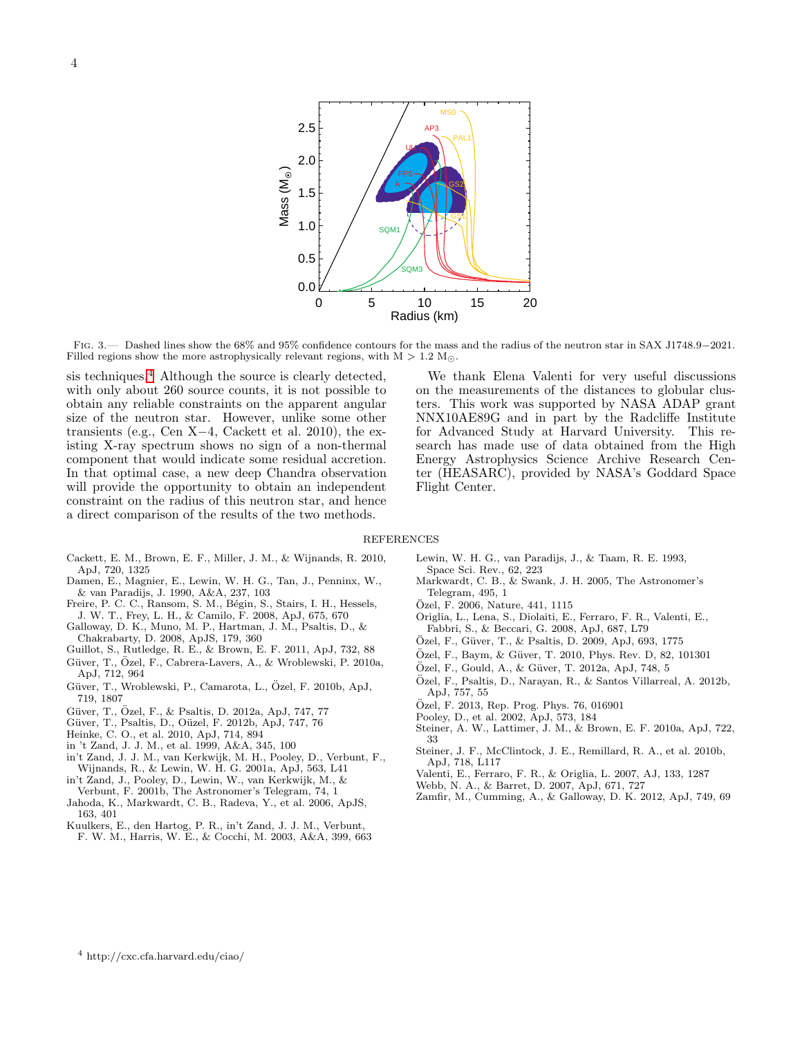Mass ($M_\odot$)

Radius (km)

0.0
0.5
1.0
1.5
2.0
2.5

0
5
10
15
20

MS0
AP3
PAL1
UU
FPS
A
GS2
GS1
SQM1
SQM3

FIG. 3.— Dashed lines show the 68% and 95% confidence contours for the mass and the radius of the neutron star in SAX J1748.9−2021. Filled regions show the more astrophysically relevant regions, with M > 1.2 $M_\odot$.

sis techniques.[4] Although the source is clearly detected, with only about 260 source counts, it is not possible to obtain any reliable constraints on the apparent angular size of the neutron star. However, unlike some other transients (e.g., Cen X−4, Cackett et al. 2010), the existing X-ray spectrum shows no sign of a non-thermal component that would indicate some residual accretion. In that optimal case, a new deep Chandra observation will provide the opportunity to obtain an independent constraint on the radius of this neutron star, and hence a direct comparison of the results of the two methods.

We thank Elena Valenti for very useful discussions on the measurements of the distances to globular clusters. This work was supported by NASA ADAP grant NNX10AE89G and in part by the Radcliffe Institute for Advanced Study at Harvard University. This research has made use of data obtained from the High Energy Astrophysics Science Archive Research Center (HEASARC), provided by NASA's Goddard Space Flight Center.

## REFERENCES

Cackett, E. M., Brown, E. F., Miller, J. M., & Wijnands, R. 2010, ApJ, 720, 1325

Damen, E., Magnier, E., Lewin, W. H. G., Tan, J., Penninx, W., & van Paradijs, J. 1990, A&A, 237, 103

Freire, P. C. C., Ransom, S. M., Bégin, S., Stairs, I. H., Hessels, J. W. T., Frey, L. H., & Camilo, F. 2008, ApJ, 675, 670

Galloway, D. K., Muno, M. P., Hartman, J. M., Psaltis, D., & Chakrabarty, D. 2008, ApJS, 179, 360

Guillot, S., Rutledge, R. E., & Brown, E. F. 2011, ApJ, 732, 88

Güver, T., Özel, F., Cabrera-Lavers, A., & Wroblewski, P. 2010a, ApJ, 712, 964

Güver, T., Wroblewski, P., Camarota, L., Özel, F. 2010b, ApJ, 719, 1807

Güver, T., Özel, F., & Psaltis, D. 2012a, ApJ, 747, 77

Güver, T., Psaltis, D., Oüzel, F. 2012b, ApJ, 747, 76

Heinke, C. O., et al. 2010, ApJ, 714, 894

in 't Zand, J. J. M., et al. 1999, A&A, 345, 100

in't Zand, J. J. M., van Kerkwijk, M. H., Pooley, D., Verbunt, F., Wijnands, R., & Lewin, W. H. G. 2001a, ApJ, 563, L41

in't Zand, J., Pooley, D., Lewin, W., van Kerkwijk, M., & Verbunt, F. 2001b, The Astronomer's Telegram, 74, 1

Jahoda, K., Markwardt, C. B., Radeva, Y., et al. 2006, ApJS, 163, 401

Kuulkers, E., den Hartog, P. R., in't Zand, J. J. M., Verbunt, F. W. M., Harris, W. E., & Cocchi, M. 2003, A&A, 399, 663

Lewin, W. H. G., van Paradijs, J., & Taam, R. E. 1993, Space Sci. Rev., 62, 223

Markwardt, C. B., & Swank, J. H. 2005, The Astronomer's Telegram, 495, 1

Özel, F. 2006, Nature, 441, 1115

Origlia, L., Lena, S., Diolaiti, E., Ferraro, F. R., Valenti, E., Fabbri, S., & Beccari, G. 2008, ApJ, 687, L79

Özel, F., Güver, T., & Psaltis, D. 2009, ApJ, 693, 1775

Özel, F., Baym, & Güver, T. 2010, Phys. Rev. D, 82, 101301

Özel, F., Gould, A., & Güver, T. 2012a, ApJ, 748, 5

Özel, F., Psaltis, D., Narayan, R., & Santos Villarreal, A. 2012b, ApJ, 757, 55

Özel, F. 2013, Rep. Prog. Phys. 76, 016901

Pooley, D., et al. 2002, ApJ, 573, 184

Steiner, A. W., Lattimer, J. M., & Brown, E. F. 2010a, ApJ, 722, 33

Steiner, J. F., McClintock, J. E., Remillard, R. A., et al. 2010b, ApJ, 718, L117

Valenti, E., Ferraro, F. R., & Origlia, L. 2007, AJ, 133, 1287

Webb, N. A., & Barret, D. 2007, ApJ, 671, 727

Zamfir, M., Cumming, A., & Galloway, D. K. 2012, ApJ, 749, 69

[4] http://cxc.cfa.harvard.edu/ciao/